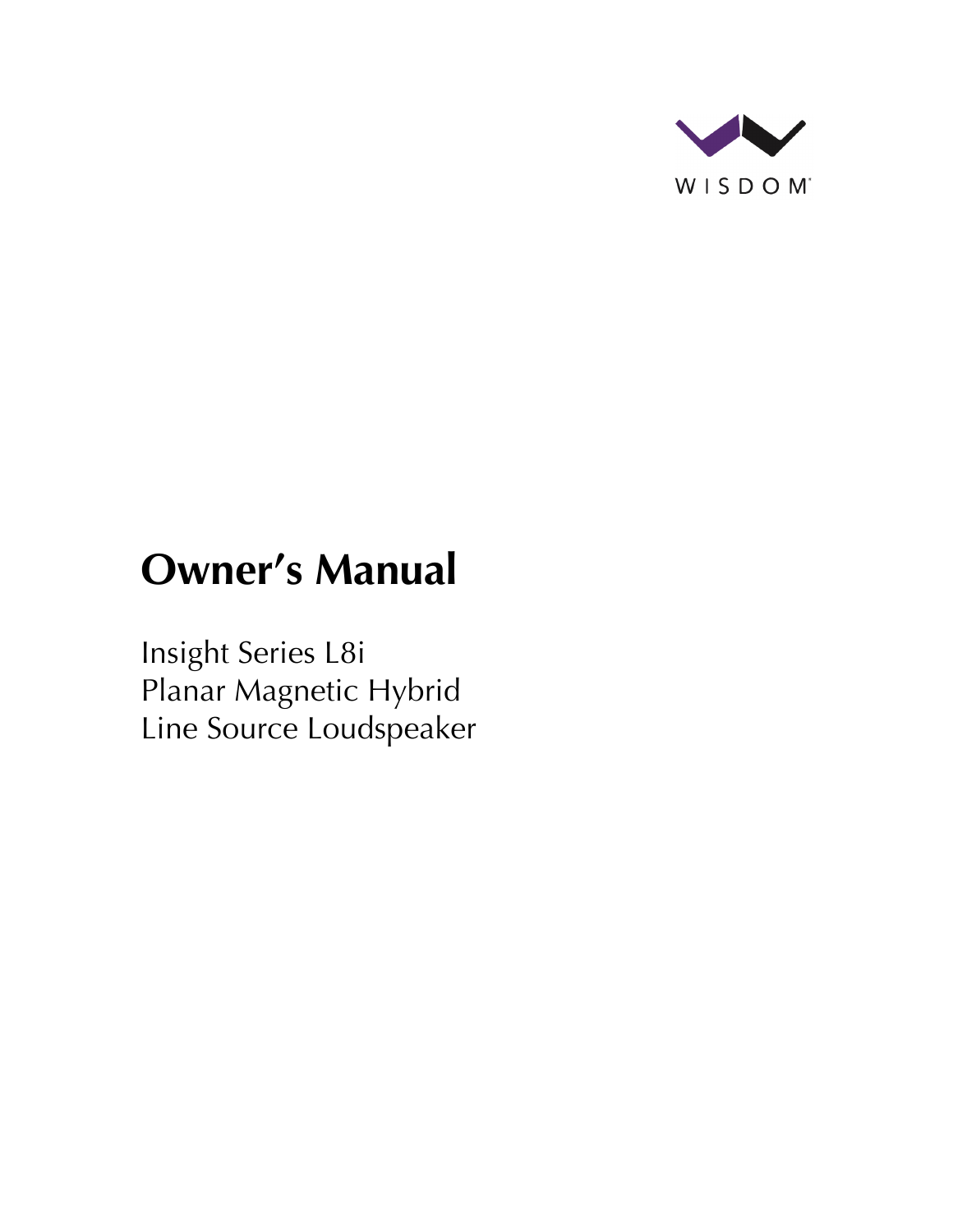WISDOM

# Owner's Manual

Insight Series L8i
Planar Magnetic Hybrid
Line Source Loudspeaker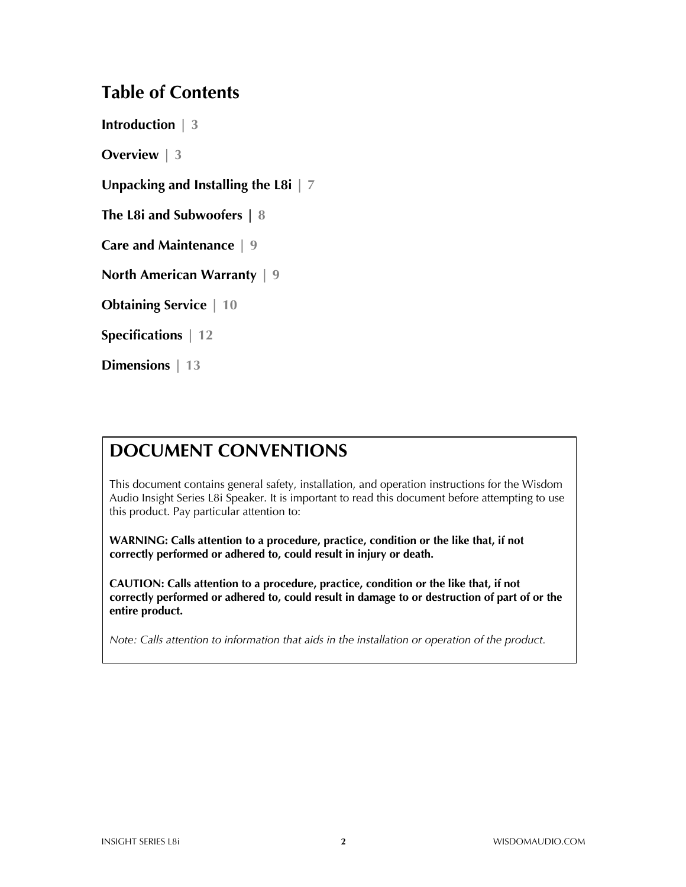## Table of Contents

**Introduction | 3**

**Overview | 3**

**Unpacking and Installing the L8i | 7**

**The L8i and Subwoofers | 8**

**Care and Maintenance | 9**

**North American Warranty | 9**

**Obtaining Service | 10**

**Specifications | 12**

**Dimensions | 13**

## DOCUMENT CONVENTIONS

This document contains general safety, installation, and operation instructions for the Wisdom Audio Insight Series L8i Speaker. It is important to read this document before attempting to use this product. Pay particular attention to:

**WARNING: Calls attention to a procedure, practice, condition or the like that, if not correctly performed or adhered to, could result in injury or death.**

**CAUTION: Calls attention to a procedure, practice, condition or the like that, if not correctly performed or adhered to, could result in damage to or destruction of part of or the entire product.**

*Note: Calls attention to information that aids in the installation or operation of the product.*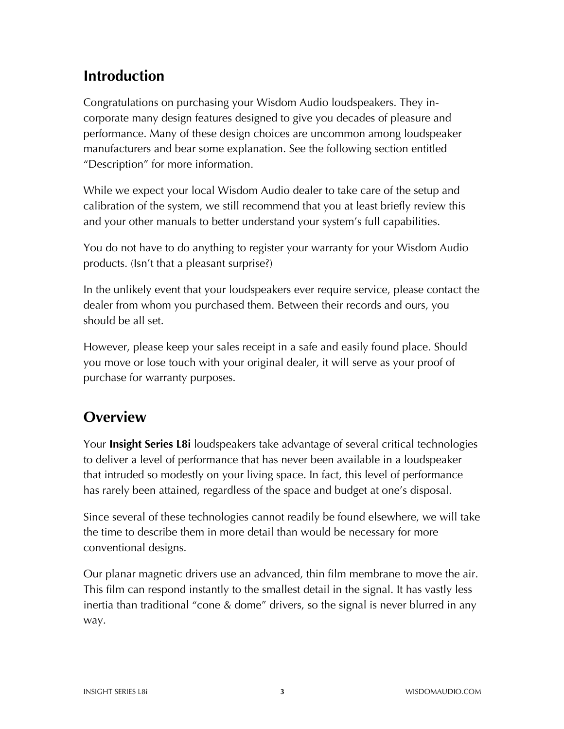## Introduction

Congratulations on purchasing your Wisdom Audio loudspeakers. They incorporate many design features designed to give you decades of pleasure and performance. Many of these design choices are uncommon among loudspeaker manufacturers and bear some explanation. See the following section entitled "Description" for more information.

While we expect your local Wisdom Audio dealer to take care of the setup and calibration of the system, we still recommend that you at least briefly review this and your other manuals to better understand your system's full capabilities.

You do not have to do anything to register your warranty for your Wisdom Audio products. (Isn't that a pleasant surprise?)

In the unlikely event that your loudspeakers ever require service, please contact the dealer from whom you purchased them. Between their records and ours, you should be all set.

However, please keep your sales receipt in a safe and easily found place. Should you move or lose touch with your original dealer, it will serve as your proof of purchase for warranty purposes.

## Overview

Your **Insight Series L8i** loudspeakers take advantage of several critical technologies to deliver a level of performance that has never been available in a loudspeaker that intruded so modestly on your living space. In fact, this level of performance has rarely been attained, regardless of the space and budget at one's disposal.

Since several of these technologies cannot readily be found elsewhere, we will take the time to describe them in more detail than would be necessary for more conventional designs.

Our planar magnetic drivers use an advanced, thin film membrane to move the air. This film can respond instantly to the smallest detail in the signal. It has vastly less inertia than traditional "cone & dome" drivers, so the signal is never blurred in any way.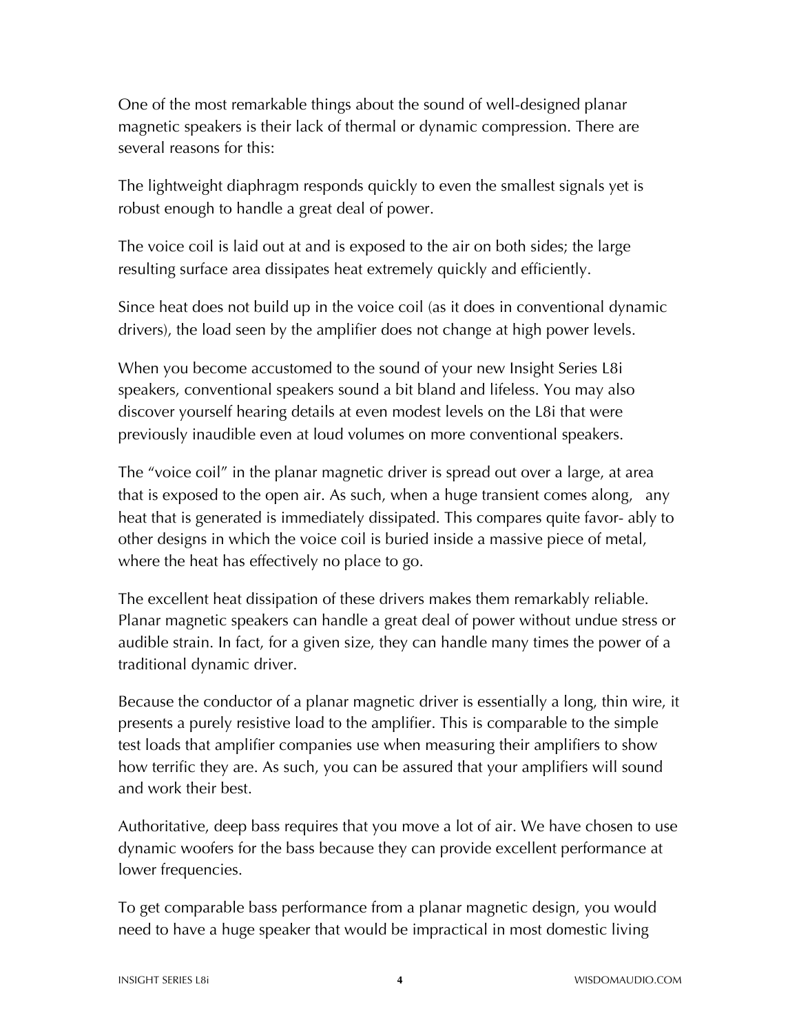One of the most remarkable things about the sound of well-designed planar magnetic speakers is their lack of thermal or dynamic compression. There are several reasons for this:

The lightweight diaphragm responds quickly to even the smallest signals yet is robust enough to handle a great deal of power.

The voice coil is laid out at and is exposed to the air on both sides; the large resulting surface area dissipates heat extremely quickly and efficiently.

Since heat does not build up in the voice coil (as it does in conventional dynamic drivers), the load seen by the amplifier does not change at high power levels.

When you become accustomed to the sound of your new Insight Series L8i speakers, conventional speakers sound a bit bland and lifeless. You may also discover yourself hearing details at even modest levels on the L8i that were previously inaudible even at loud volumes on more conventional speakers.

The “voice coil” in the planar magnetic driver is spread out over a large, at area that is exposed to the open air. As such, when a huge transient comes along, any heat that is generated is immediately dissipated. This compares quite favor- ably to other designs in which the voice coil is buried inside a massive piece of metal, where the heat has effectively no place to go.

The excellent heat dissipation of these drivers makes them remarkably reliable. Planar magnetic speakers can handle a great deal of power without undue stress or audible strain. In fact, for a given size, they can handle many times the power of a traditional dynamic driver.

Because the conductor of a planar magnetic driver is essentially a long, thin wire, it presents a purely resistive load to the amplifier. This is comparable to the simple test loads that amplifier companies use when measuring their amplifiers to show how terrific they are. As such, you can be assured that your amplifiers will sound and work their best.

Authoritative, deep bass requires that you move a lot of air. We have chosen to use dynamic woofers for the bass because they can provide excellent performance at lower frequencies.

To get comparable bass performance from a planar magnetic design, you would need to have a huge speaker that would be impractical in most domestic living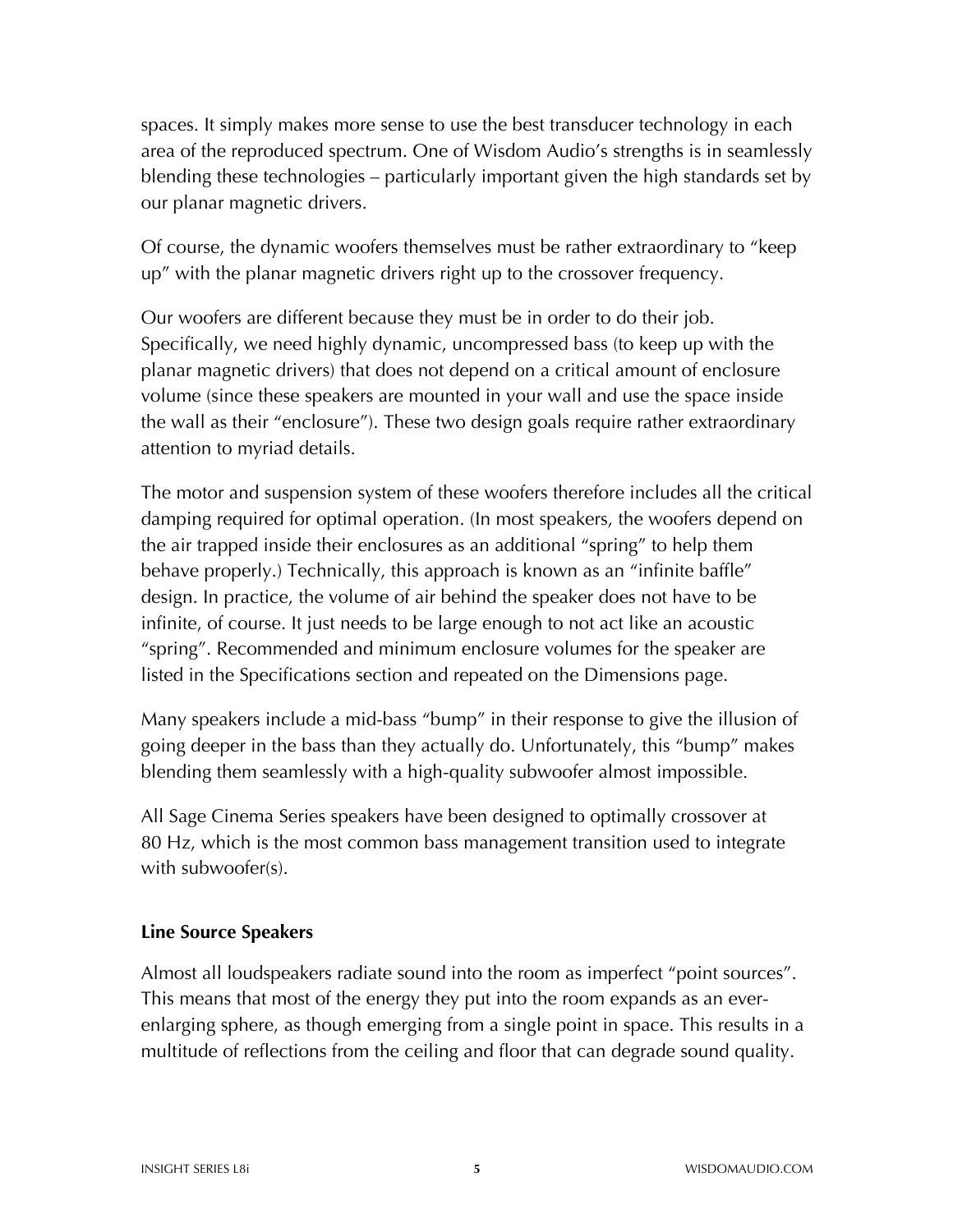spaces. It simply makes more sense to use the best transducer technology in each area of the reproduced spectrum. One of Wisdom Audio's strengths is in seamlessly blending these technologies – particularly important given the high standards set by our planar magnetic drivers.

Of course, the dynamic woofers themselves must be rather extraordinary to "keep up" with the planar magnetic drivers right up to the crossover frequency.

Our woofers are different because they must be in order to do their job. Specifically, we need highly dynamic, uncompressed bass (to keep up with the planar magnetic drivers) that does not depend on a critical amount of enclosure volume (since these speakers are mounted in your wall and use the space inside the wall as their "enclosure"). These two design goals require rather extraordinary attention to myriad details.

The motor and suspension system of these woofers therefore includes all the critical damping required for optimal operation. (In most speakers, the woofers depend on the air trapped inside their enclosures as an additional "spring" to help them behave properly.) Technically, this approach is known as an "infinite baffle" design. In practice, the volume of air behind the speaker does not have to be infinite, of course. It just needs to be large enough to not act like an acoustic "spring". Recommended and minimum enclosure volumes for the speaker are listed in the Specifications section and repeated on the Dimensions page.

Many speakers include a mid-bass "bump" in their response to give the illusion of going deeper in the bass than they actually do. Unfortunately, this "bump" makes blending them seamlessly with a high-quality subwoofer almost impossible.

All Sage Cinema Series speakers have been designed to optimally crossover at 80 Hz, which is the most common bass management transition used to integrate with subwoofer(s).

### Line Source Speakers

Almost all loudspeakers radiate sound into the room as imperfect "point sources". This means that most of the energy they put into the room expands as an ever-enlarging sphere, as though emerging from a single point in space. This results in a multitude of reflections from the ceiling and floor that can degrade sound quality.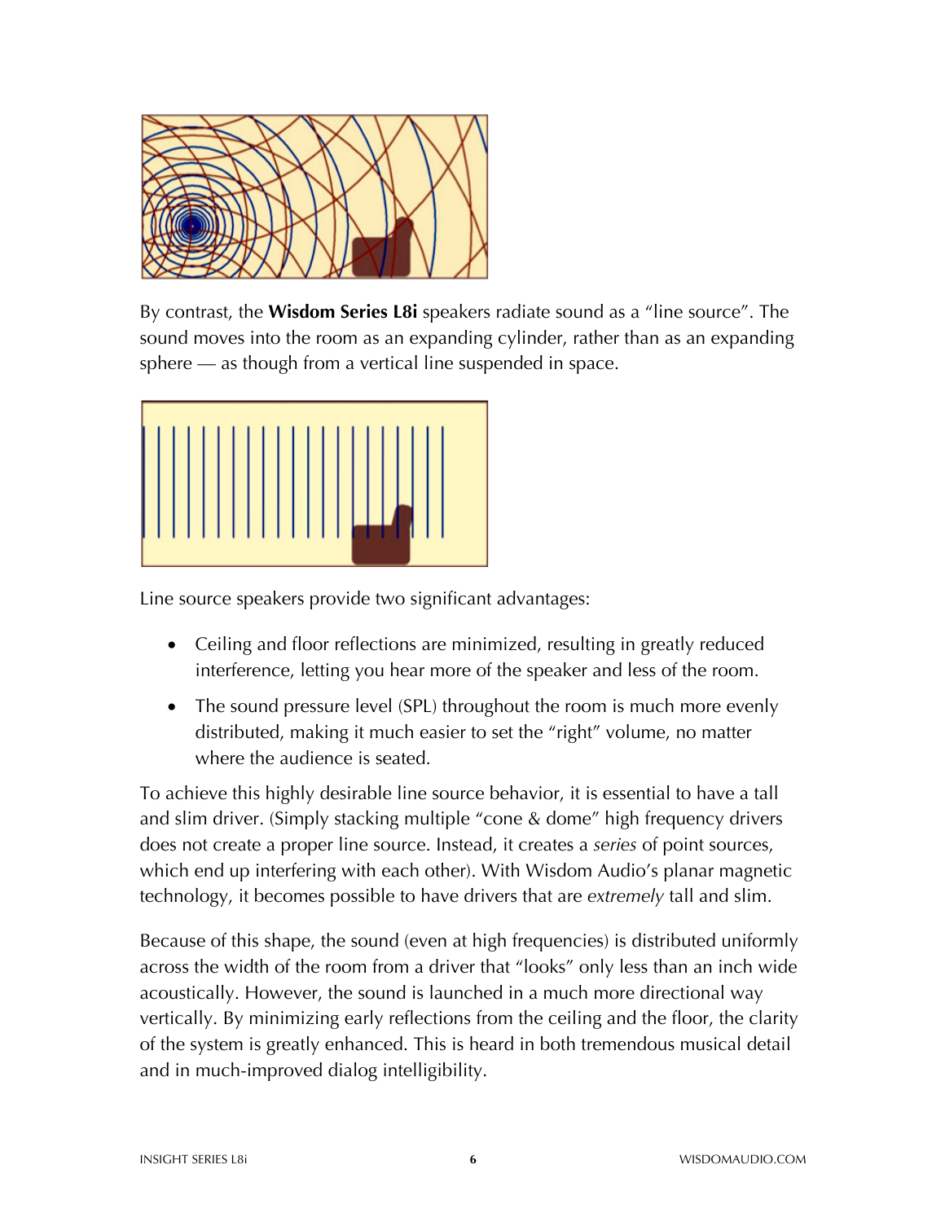By contrast, the **Wisdom Series L8i** speakers radiate sound as a "line source". The sound moves into the room as an expanding cylinder, rather than as an expanding sphere — as though from a vertical line suspended in space.

Line source speakers provide two significant advantages:

- Ceiling and floor reflections are minimized, resulting in greatly reduced interference, letting you hear more of the speaker and less of the room.
- The sound pressure level (SPL) throughout the room is much more evenly distributed, making it much easier to set the "right" volume, no matter where the audience is seated.

To achieve this highly desirable line source behavior, it is essential to have a tall and slim driver. (Simply stacking multiple "cone & dome" high frequency drivers does not create a proper line source. Instead, it creates a *series* of point sources, which end up interfering with each other). With Wisdom Audio's planar magnetic technology, it becomes possible to have drivers that are *extremely* tall and slim.

Because of this shape, the sound (even at high frequencies) is distributed uniformly across the width of the room from a driver that "looks" only less than an inch wide acoustically. However, the sound is launched in a much more directional way vertically. By minimizing early reflections from the ceiling and the floor, the clarity of the system is greatly enhanced. This is heard in both tremendous musical detail and in much-improved dialog intelligibility.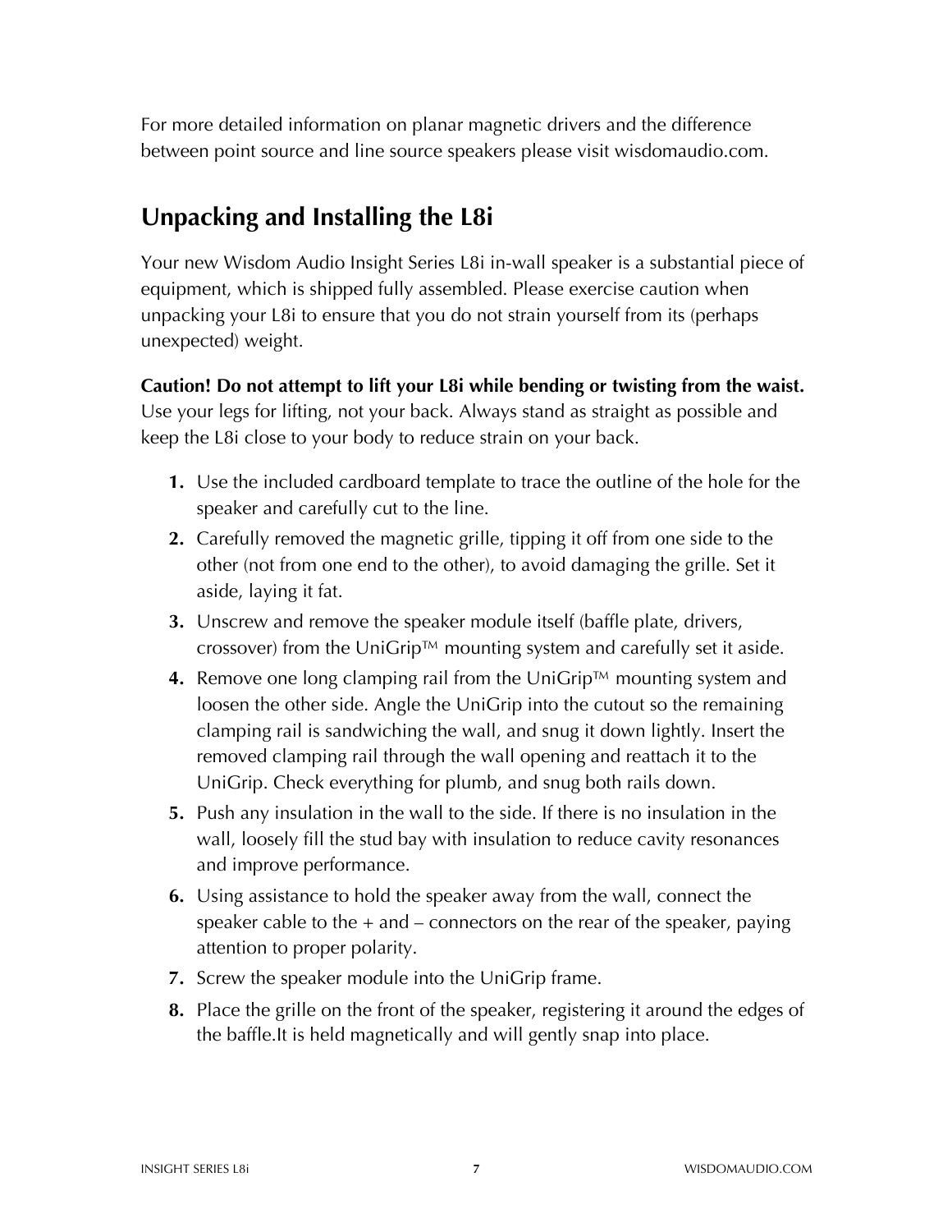For more detailed information on planar magnetic drivers and the difference between point source and line source speakers please visit wisdomaudio.com.

## Unpacking and Installing the L8i

Your new Wisdom Audio Insight Series L8i in-wall speaker is a substantial piece of equipment, which is shipped fully assembled. Please exercise caution when unpacking your L8i to ensure that you do not strain yourself from its (perhaps unexpected) weight.

**Caution! Do not attempt to lift your L8i while bending or twisting from the waist.** Use your legs for lifting, not your back. Always stand as straight as possible and keep the L8i close to your body to reduce strain on your back.

1. Use the included cardboard template to trace the outline of the hole for the speaker and carefully cut to the line.
2. Carefully removed the magnetic grille, tipping it off from one side to the other (not from one end to the other), to avoid damaging the grille. Set it aside, laying it fat.
3. Unscrew and remove the speaker module itself (baffle plate, drivers, crossover) from the UniGrip™ mounting system and carefully set it aside.
4. Remove one long clamping rail from the UniGrip™ mounting system and loosen the other side. Angle the UniGrip into the cutout so the remaining clamping rail is sandwiching the wall, and snug it down lightly. Insert the removed clamping rail through the wall opening and reattach it to the UniGrip. Check everything for plumb, and snug both rails down.
5. Push any insulation in the wall to the side. If there is no insulation in the wall, loosely fill the stud bay with insulation to reduce cavity resonances and improve performance.
6. Using assistance to hold the speaker away from the wall, connect the speaker cable to the + and – connectors on the rear of the speaker, paying attention to proper polarity.
7. Screw the speaker module into the UniGrip frame.
8. Place the grille on the front of the speaker, registering it around the edges of the baffle.It is held magnetically and will gently snap into place.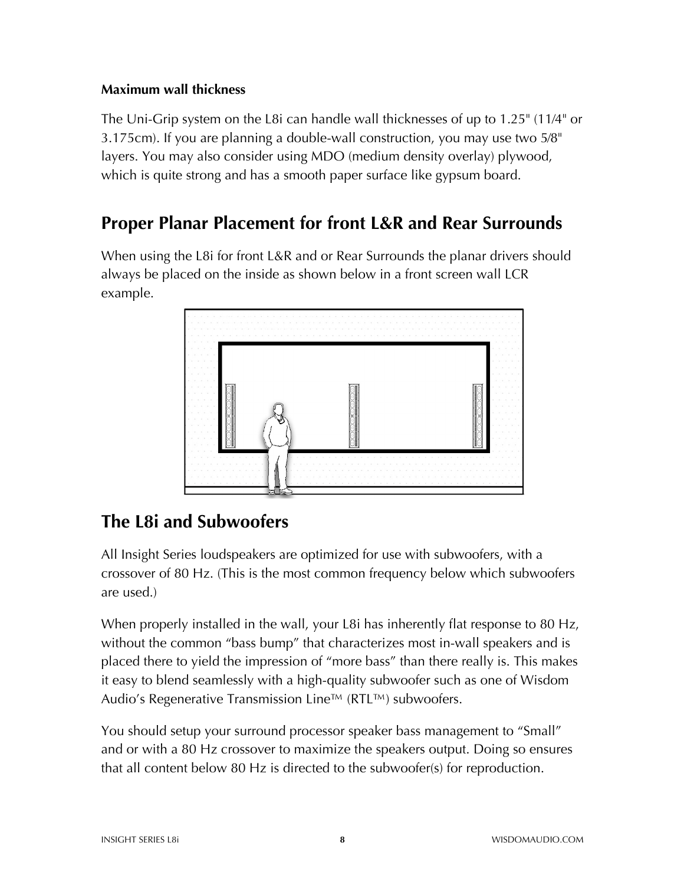### Maximum wall thickness

The Uni-Grip system on the L8i can handle wall thicknesses of up to 1.25" (11/4" or 3.175cm). If you are planning a double-wall construction, you may use two 5/8" layers. You may also consider using MDO (medium density overlay) plywood, which is quite strong and has a smooth paper surface like gypsum board.

## Proper Planar Placement for front L&R and Rear Surrounds

When using the L8i for front L&R and or Rear Surrounds the planar drivers should always be placed on the inside as shown below in a front screen wall LCR example.

## The L8i and Subwoofers

All Insight Series loudspeakers are optimized for use with subwoofers, with a crossover of 80 Hz. (This is the most common frequency below which subwoofers are used.)

When properly installed in the wall, your L8i has inherently flat response to 80 Hz, without the common "bass bump" that characterizes most in-wall speakers and is placed there to yield the impression of "more bass" than there really is. This makes it easy to blend seamlessly with a high-quality subwoofer such as one of Wisdom Audio's Regenerative Transmission Line™ (RTL™) subwoofers.

You should setup your surround processor speaker bass management to "Small" and or with a 80 Hz crossover to maximize the speakers output. Doing so ensures that all content below 80 Hz is directed to the subwoofer(s) for reproduction.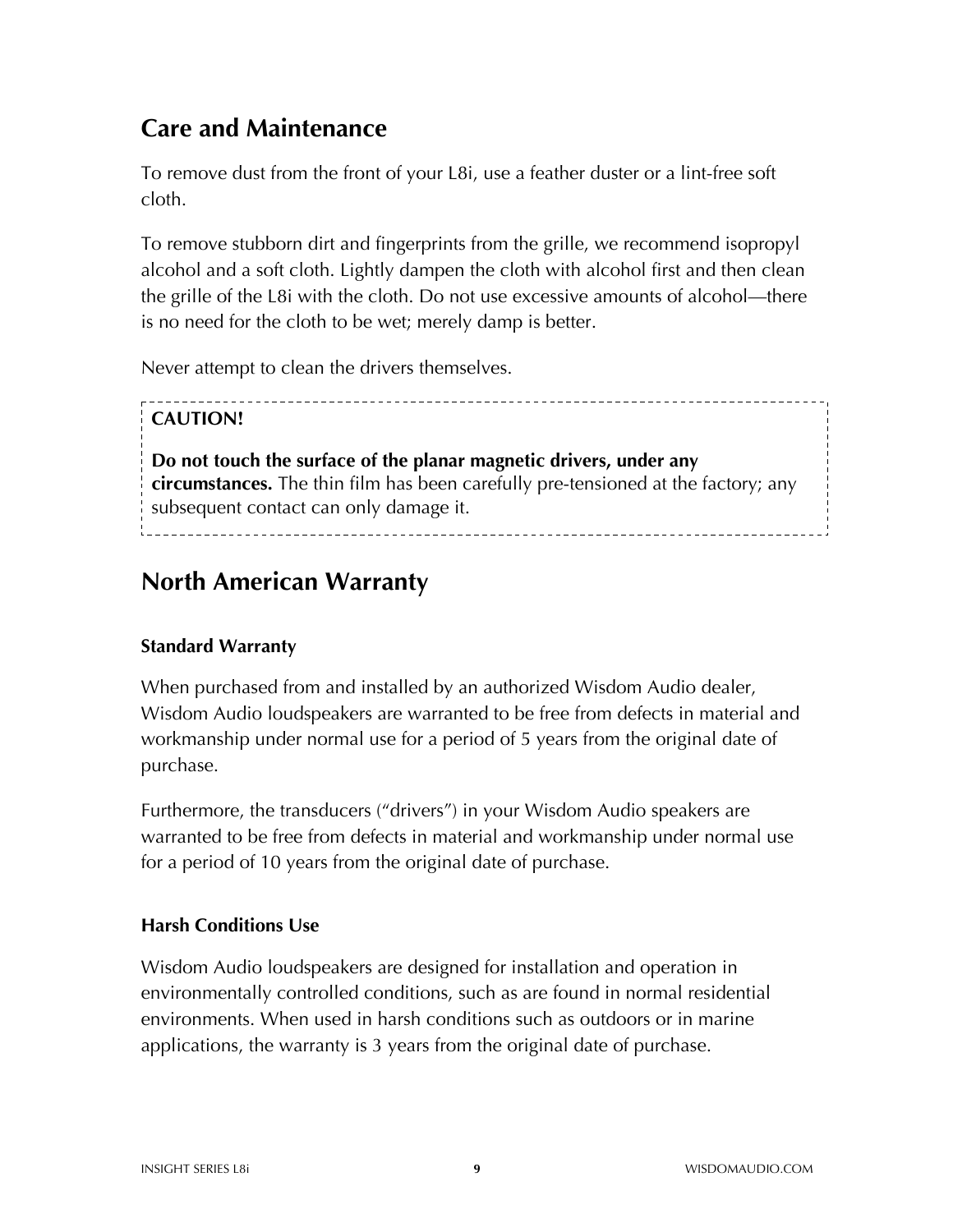## Care and Maintenance

To remove dust from the front of your L8i, use a feather duster or a lint-free soft cloth.

To remove stubborn dirt and fingerprints from the grille, we recommend isopropyl alcohol and a soft cloth. Lightly dampen the cloth with alcohol first and then clean the grille of the L8i with the cloth. Do not use excessive amounts of alcohol—there is no need for the cloth to be wet; merely damp is better.

Never attempt to clean the drivers themselves.

**CAUTION!**

**Do not touch the surface of the planar magnetic drivers, under any circumstances.** The thin film has been carefully pre-tensioned at the factory; any subsequent contact can only damage it.

## North American Warranty

### Standard Warranty

When purchased from and installed by an authorized Wisdom Audio dealer, Wisdom Audio loudspeakers are warranted to be free from defects in material and workmanship under normal use for a period of 5 years from the original date of purchase.

Furthermore, the transducers ("drivers") in your Wisdom Audio speakers are warranted to be free from defects in material and workmanship under normal use for a period of 10 years from the original date of purchase.

### Harsh Conditions Use

Wisdom Audio loudspeakers are designed for installation and operation in environmentally controlled conditions, such as are found in normal residential environments. When used in harsh conditions such as outdoors or in marine applications, the warranty is 3 years from the original date of purchase.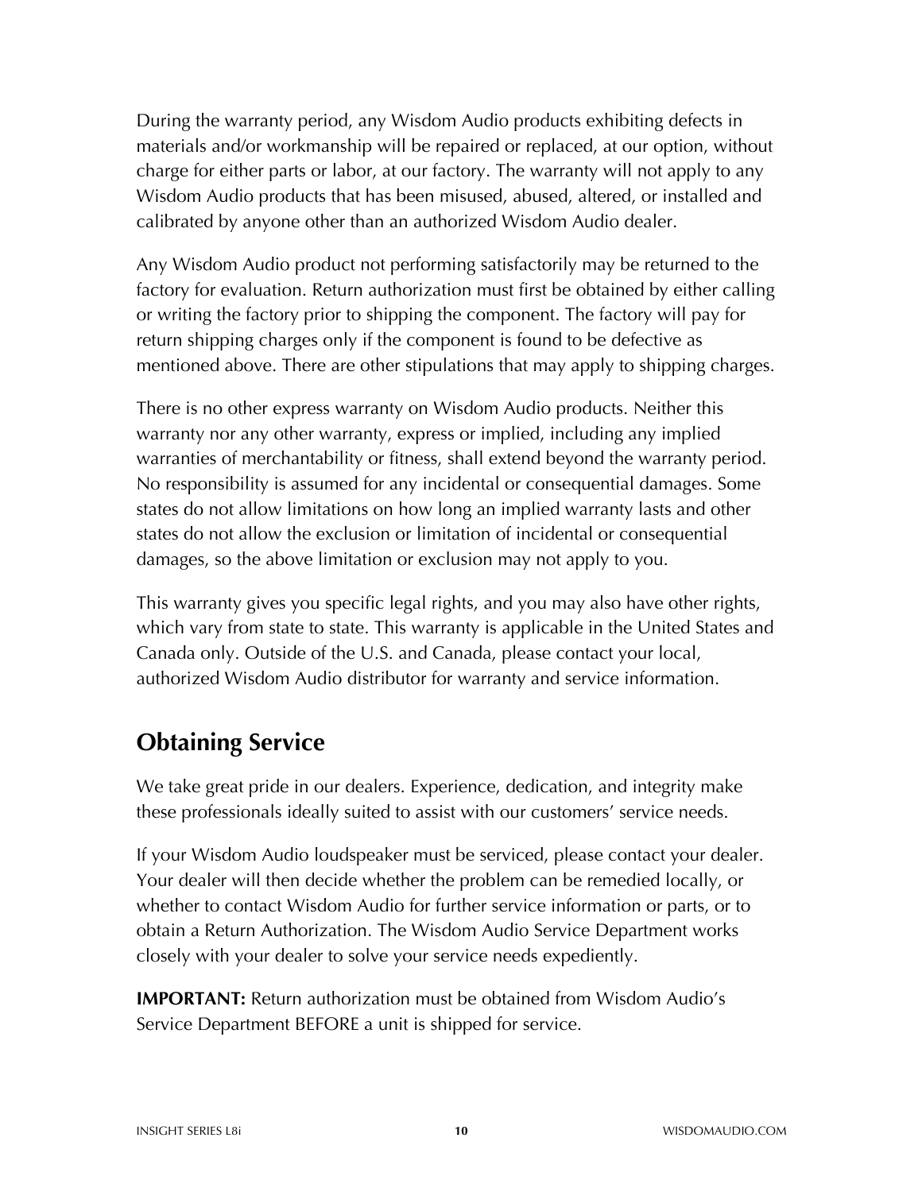During the warranty period, any Wisdom Audio products exhibiting defects in materials and/or workmanship will be repaired or replaced, at our option, without charge for either parts or labor, at our factory. The warranty will not apply to any Wisdom Audio products that has been misused, abused, altered, or installed and calibrated by anyone other than an authorized Wisdom Audio dealer.

Any Wisdom Audio product not performing satisfactorily may be returned to the factory for evaluation. Return authorization must first be obtained by either calling or writing the factory prior to shipping the component. The factory will pay for return shipping charges only if the component is found to be defective as mentioned above. There are other stipulations that may apply to shipping charges.

There is no other express warranty on Wisdom Audio products. Neither this warranty nor any other warranty, express or implied, including any implied warranties of merchantability or fitness, shall extend beyond the warranty period. No responsibility is assumed for any incidental or consequential damages. Some states do not allow limitations on how long an implied warranty lasts and other states do not allow the exclusion or limitation of incidental or consequential damages, so the above limitation or exclusion may not apply to you.

This warranty gives you specific legal rights, and you may also have other rights, which vary from state to state. This warranty is applicable in the United States and Canada only. Outside of the U.S. and Canada, please contact your local, authorized Wisdom Audio distributor for warranty and service information.

## Obtaining Service

We take great pride in our dealers. Experience, dedication, and integrity make these professionals ideally suited to assist with our customers' service needs.

If your Wisdom Audio loudspeaker must be serviced, please contact your dealer. Your dealer will then decide whether the problem can be remedied locally, or whether to contact Wisdom Audio for further service information or parts, or to obtain a Return Authorization. The Wisdom Audio Service Department works closely with your dealer to solve your service needs expediently.

**IMPORTANT:** Return authorization must be obtained from Wisdom Audio's Service Department BEFORE a unit is shipped for service.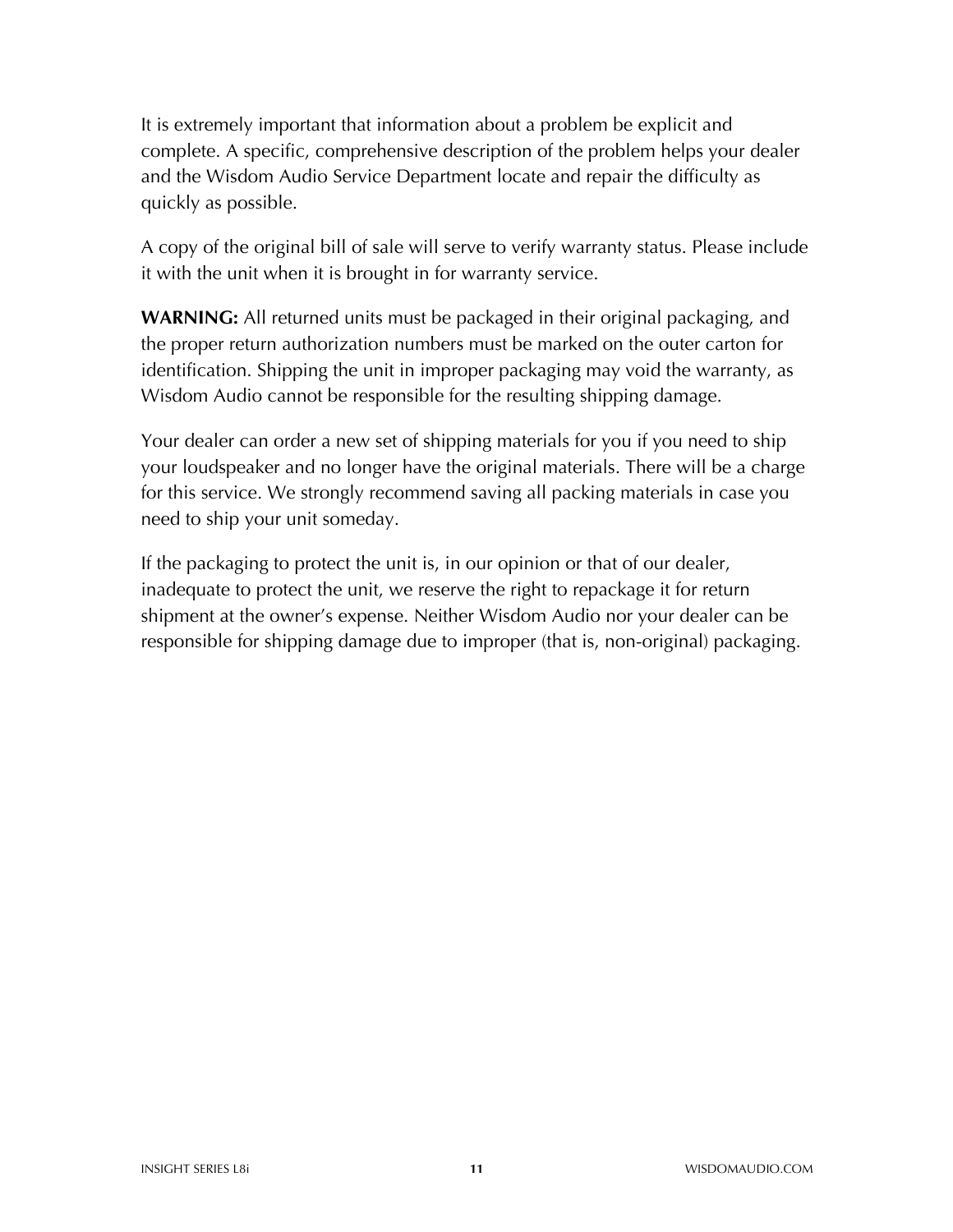It is extremely important that information about a problem be explicit and complete. A specific, comprehensive description of the problem helps your dealer and the Wisdom Audio Service Department locate and repair the difficulty as quickly as possible.

A copy of the original bill of sale will serve to verify warranty status. Please include it with the unit when it is brought in for warranty service.

**WARNING:** All returned units must be packaged in their original packaging, and the proper return authorization numbers must be marked on the outer carton for identification. Shipping the unit in improper packaging may void the warranty, as Wisdom Audio cannot be responsible for the resulting shipping damage.

Your dealer can order a new set of shipping materials for you if you need to ship your loudspeaker and no longer have the original materials. There will be a charge for this service. We strongly recommend saving all packing materials in case you need to ship your unit someday.

If the packaging to protect the unit is, in our opinion or that of our dealer, inadequate to protect the unit, we reserve the right to repackage it for return shipment at the owner's expense. Neither Wisdom Audio nor your dealer can be responsible for shipping damage due to improper (that is, non-original) packaging.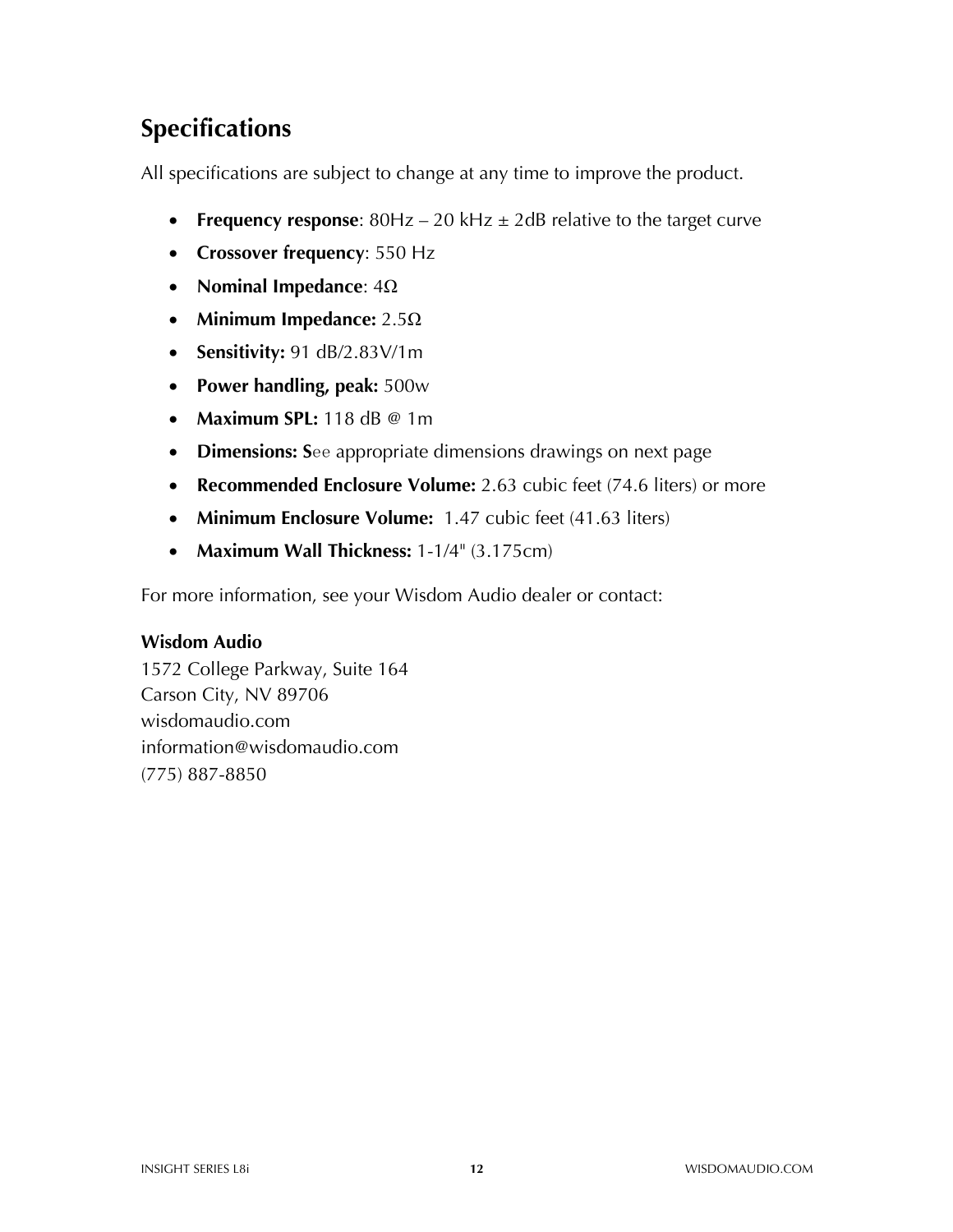## Specifications

All specifications are subject to change at any time to improve the product.

- **Frequency response**: 80Hz – 20 kHz ± 2dB relative to the target curve
- **Crossover frequency**: 550 Hz
- **Nominal Impedance**: 4Ω
- **Minimum Impedance:** 2.5Ω
- **Sensitivity:** 91 dB/2.83V/1m
- **Power handling, peak:** 500w
- **Maximum SPL:** 118 dB @ 1m
- **Dimensions: S**ee appropriate dimensions drawings on next page
- **Recommended Enclosure Volume:** 2.63 cubic feet (74.6 liters) or more
- **Minimum Enclosure Volume:** 1.47 cubic feet (41.63 liters)
- **Maximum Wall Thickness:** 1-1/4" (3.175cm)

For more information, see your Wisdom Audio dealer or contact:

**Wisdom Audio**
1572 College Parkway, Suite 164
Carson City, NV 89706
wisdomaudio.com
information@wisdomaudio.com
(775) 887-8850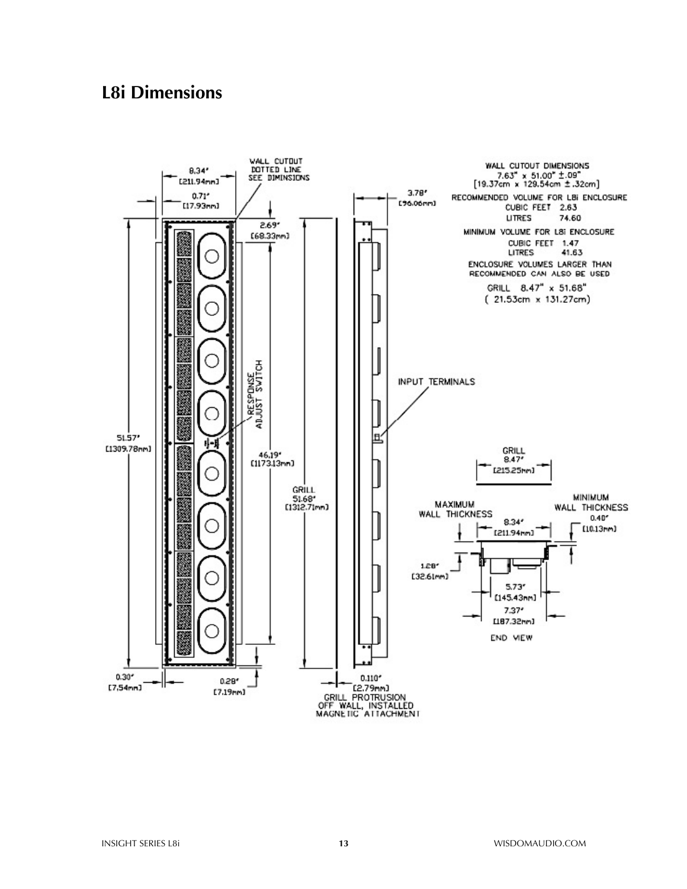## L8i Dimensions

WALL CUTOUT DIMENSIONS
7.63" x 51.00" ±.09"
[19.37cm x 129.54cm ±.32cm]

RECOMMENDED VOLUME FOR L8i ENCLOSURE
CUBIC FEET 2.63
LITRES 74.60

MINIMUM VOLUME FOR L8i ENCLOSURE
CUBIC FEET 1.47
LITRES 41.63

ENCLOSURE VOLUMES LARGER THAN RECOMMENDED CAN ALSO BE USED

GRILL 8.47" x 51.68"
(21.53cm x 131.27cm)

WALL CUTOUT DOTTED LINE SEE DIMENSIONS

8.34" [211.94mm]
0.71" [17.93mm]
2.69" [68.33mm]
51.57" [1309.78mm]
46.19" [1173.13mm]
RESPONSE ADJUST SWITCH
0.30" [7.54mm]
0.28" [7.19mm]
GRILL 51.68" [1312.71mm]
3.78" [96.06mm]
INPUT TERMINALS
0.110" [2.79mm]
GRILL PROTRUSION OFF WALL, INSTALLED MAGNETIC ATTACHMENT

GRILL 8.47" [215.25mm]
MAXIMUM WALL THICKNESS
MINIMUM WALL THICKNESS 0.40" [10.13mm]
8.34" [211.94mm]
1.28" [32.61mm]
5.73" [145.43mm]
7.37" [187.32mm]
END VIEW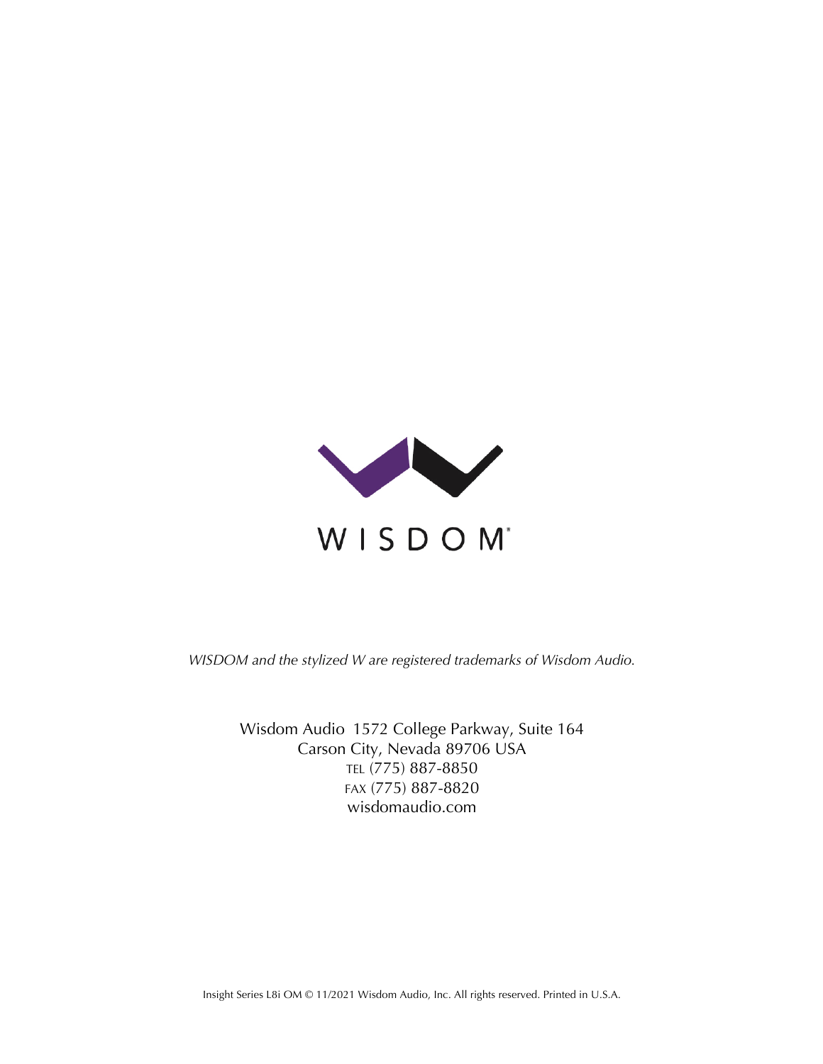WISDOM®

*WISDOM and the stylized W are registered trademarks of Wisdom Audio.*

Wisdom Audio 1572 College Parkway, Suite 164
Carson City, Nevada 89706 USA
TEL (775) 887-8850
FAX (775) 887-8820
wisdomaudio.com

Insight Series L8i OM © 11/2021 Wisdom Audio, Inc. All rights reserved. Printed in U.S.A.